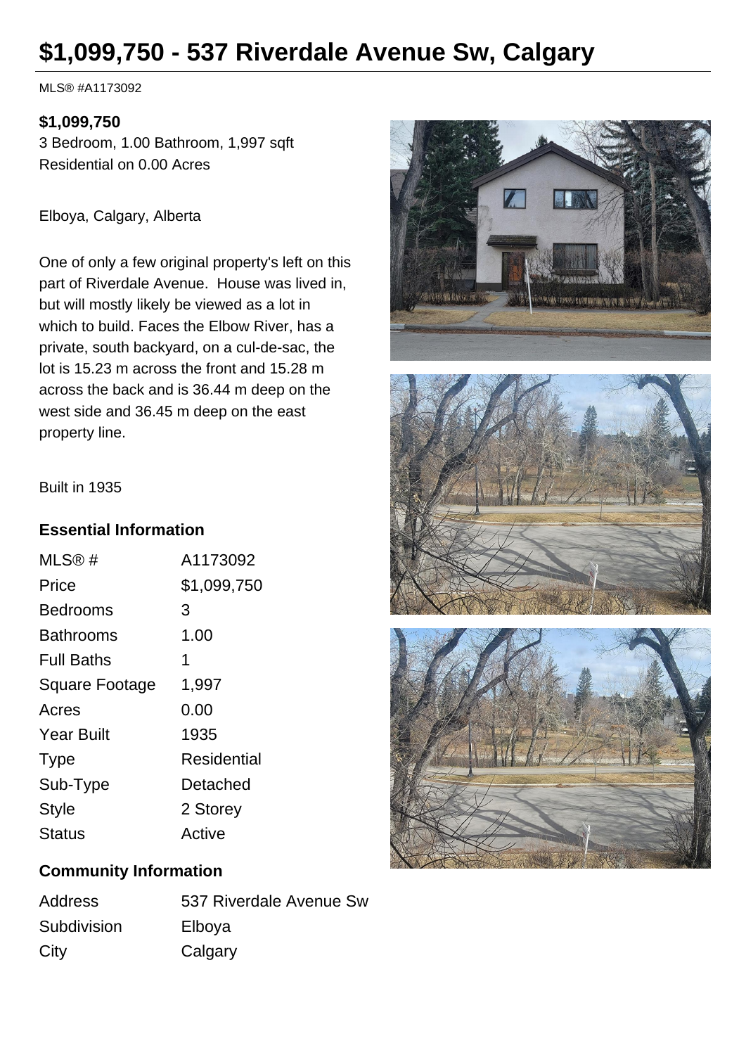# $1,099,750 - 537 Riverdale Avenue Sw, Calgary

MLS® #A1173092

**$1,099,750**

3 Bedroom, 1.00 Bathroom, 1,997 sqft

Residential on 0.00 Acres

Elboya, Calgary, Alberta

One of only a few original property's left on this part of Riverdale Avenue. House was lived in, but will mostly likely be viewed as a lot in which to build. Faces the Elbow River, has a private, south backyard, on a cul-de-sac, the lot is 15.23 m across the front and 15.28 m across the back and is 36.44 m deep on the west side and 36.45 m deep on the east property line.

Built in 1935

## Essential Information

| | |
|---|---|
| MLS® # | A1173092 |
| Price | $1,099,750 |
| Bedrooms | 3 |
| Bathrooms | 1.00 |
| Full Baths | 1 |
| Square Footage | 1,997 |
| Acres | 0.00 |
| Year Built | 1935 |
| Type | Residential |
| Sub-Type | Detached |
| Style | 2 Storey |
| Status | Active |

## Community Information

| | |
|---|---|
| Address | 537 Riverdale Avenue Sw |
| Subdivision | Elboya |
| City | Calgary |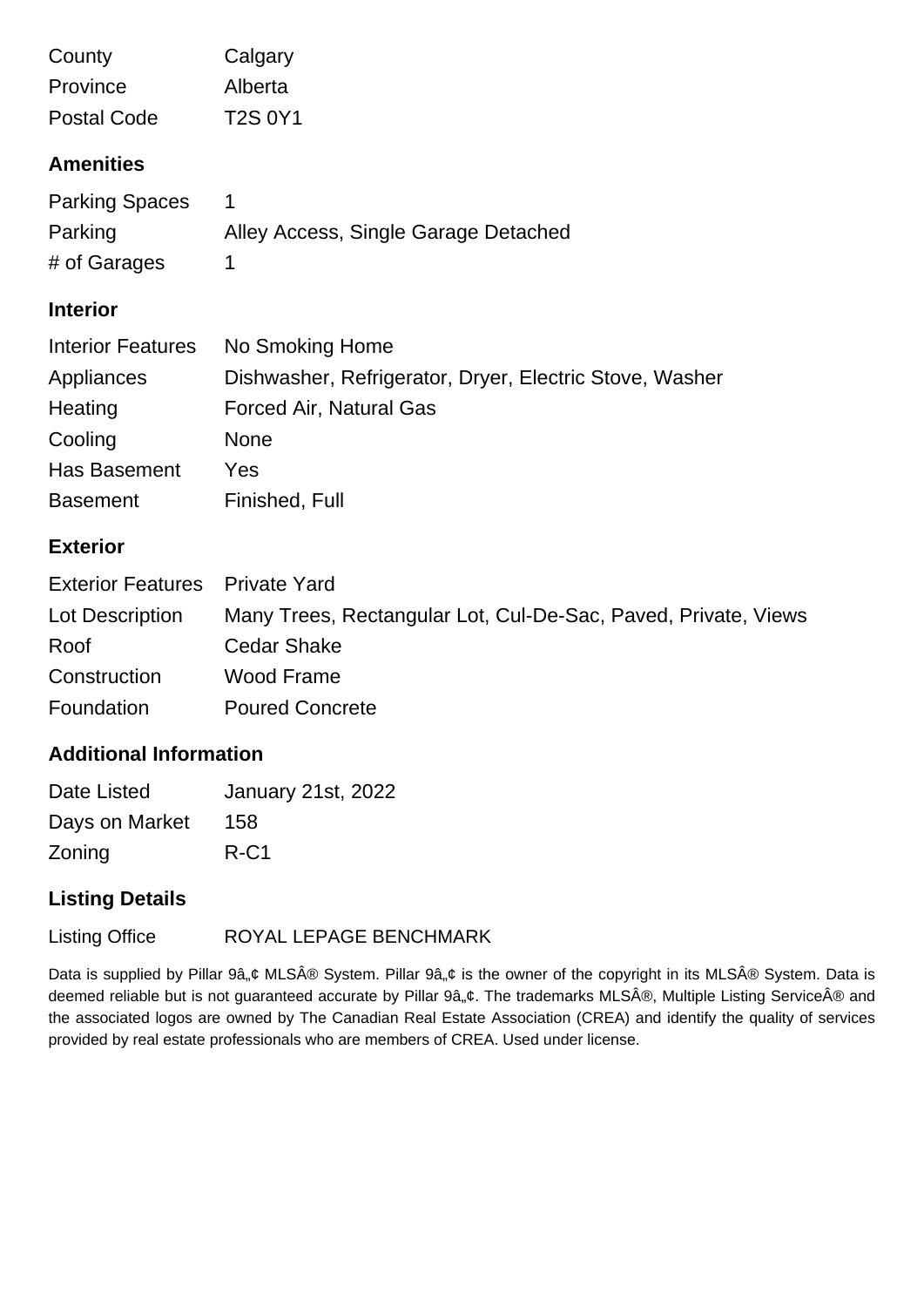| | |
|---|---|
| County | Calgary |
| Province | Alberta |
| Postal Code | T2S 0Y1 |

## Amenities

| | |
|---|---|
| Parking Spaces | 1 |
| Parking | Alley Access, Single Garage Detached |
| # of Garages | 1 |

## Interior

| | |
|---|---|
| Interior Features | No Smoking Home |
| Appliances | Dishwasher, Refrigerator, Dryer, Electric Stove, Washer |
| Heating | Forced Air, Natural Gas |
| Cooling | None |
| Has Basement | Yes |
| Basement | Finished, Full |

## Exterior

| | |
|---|---|
| Exterior Features | Private Yard |
| Lot Description | Many Trees, Rectangular Lot, Cul-De-Sac, Paved, Private, Views |
| Roof | Cedar Shake |
| Construction | Wood Frame |
| Foundation | Poured Concrete |

## Additional Information

| | |
|---|---|
| Date Listed | January 21st, 2022 |
| Days on Market | 158 |
| Zoning | R-C1 |

## Listing Details

| | |
|---|---|
| Listing Office | ROYAL LEPAGE BENCHMARK |

Data is supplied by Pillar 9â„¢ MLSÂ® System. Pillar 9â„¢ is the owner of the copyright in its MLSÂ® System. Data is deemed reliable but is not guaranteed accurate by Pillar 9â„¢. The trademarks MLSÂ®, Multiple Listing ServiceÂ® and the associated logos are owned by The Canadian Real Estate Association (CREA) and identify the quality of services provided by real estate professionals who are members of CREA. Used under license.